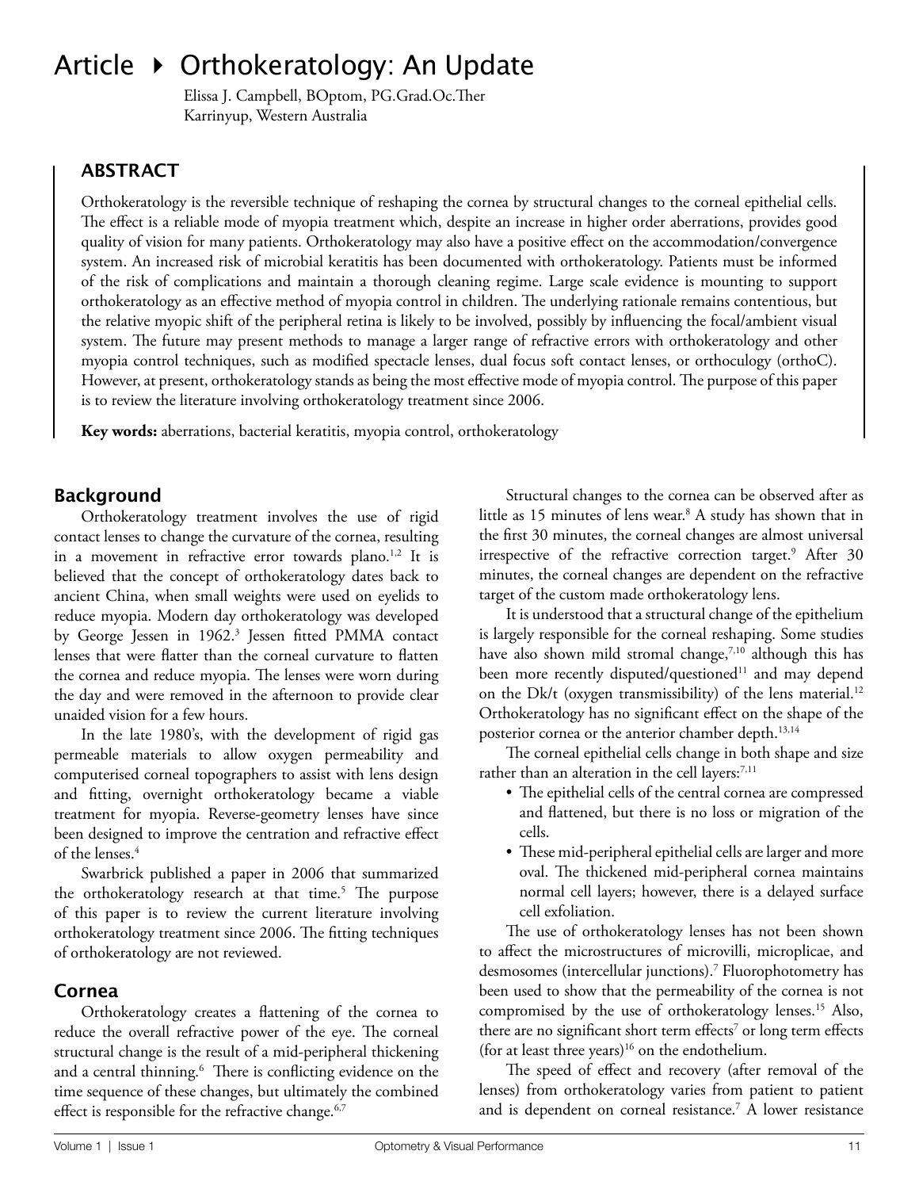# Article ▸ Orthokeratology: An Update

Elissa J. Campbell, BOptom, PG.Grad.Oc.Ther
Karrinyup, Western Australia

## ABSTRACT

Orthokeratology is the reversible technique of reshaping the cornea by structural changes to the corneal epithelial cells. The effect is a reliable mode of myopia treatment which, despite an increase in higher order aberrations, provides good quality of vision for many patients. Orthokeratology may also have a positive effect on the accommodation/convergence system. An increased risk of microbial keratitis has been documented with orthokeratology. Patients must be informed of the risk of complications and maintain a thorough cleaning regime. Large scale evidence is mounting to support orthokeratology as an effective method of myopia control in children. The underlying rationale remains contentious, but the relative myopic shift of the peripheral retina is likely to be involved, possibly by influencing the focal/ambient visual system. The future may present methods to manage a larger range of refractive errors with orthokeratology and other myopia control techniques, such as modified spectacle lenses, dual focus soft contact lenses, or orthoculogy (orthoC). However, at present, orthokeratology stands as being the most effective mode of myopia control. The purpose of this paper is to review the literature involving orthokeratology treatment since 2006.

**Key words:** aberrations, bacterial keratitis, myopia control, orthokeratology

## Background

Orthokeratology treatment involves the use of rigid contact lenses to change the curvature of the cornea, resulting in a movement in refractive error towards plano.[1,2] It is believed that the concept of orthokeratology dates back to ancient China, when small weights were used on eyelids to reduce myopia. Modern day orthokeratology was developed by George Jessen in 1962.[3] Jessen fitted PMMA contact lenses that were flatter than the corneal curvature to flatten the cornea and reduce myopia. The lenses were worn during the day and were removed in the afternoon to provide clear unaided vision for a few hours.

In the late 1980's, with the development of rigid gas permeable materials to allow oxygen permeability and computerised corneal topographers to assist with lens design and fitting, overnight orthokeratology became a viable treatment for myopia. Reverse-geometry lenses have since been designed to improve the centration and refractive effect of the lenses.[4]

Swarbrick published a paper in 2006 that summarized the orthokeratology research at that time.[5] The purpose of this paper is to review the current literature involving orthokeratology treatment since 2006. The fitting techniques of orthokeratology are not reviewed.

## Cornea

Orthokeratology creates a flattening of the cornea to reduce the overall refractive power of the eye. The corneal structural change is the result of a mid-peripheral thickening and a central thinning.[6] There is conflicting evidence on the time sequence of these changes, but ultimately the combined effect is responsible for the refractive change.[6,7]

Structural changes to the cornea can be observed after as little as 15 minutes of lens wear.[8] A study has shown that in the first 30 minutes, the corneal changes are almost universal irrespective of the refractive correction target.[9] After 30 minutes, the corneal changes are dependent on the refractive target of the custom made orthokeratology lens.

It is understood that a structural change of the epithelium is largely responsible for the corneal reshaping. Some studies have also shown mild stromal change,[7,10] although this has been more recently disputed/questioned[11] and may depend on the Dk/t (oxygen transmissibility) of the lens material.[12] Orthokeratology has no significant effect on the shape of the posterior cornea or the anterior chamber depth.[13,14]

The corneal epithelial cells change in both shape and size rather than an alteration in the cell layers:[7,11]

- The epithelial cells of the central cornea are compressed and flattened, but there is no loss or migration of the cells.
- These mid-peripheral epithelial cells are larger and more oval. The thickened mid-peripheral cornea maintains normal cell layers; however, there is a delayed surface cell exfoliation.

The use of orthokeratology lenses has not been shown to affect the microstructures of microvilli, microplicae, and desmosomes (intercellular junctions).[7] Fluorophotometry has been used to show that the permeability of the cornea is not compromised by the use of orthokeratology lenses.[15] Also, there are no significant short term effects[7] or long term effects (for at least three years)[16] on the endothelium.

The speed of effect and recovery (after removal of the lenses) from orthokeratology varies from patient to patient and is dependent on corneal resistance.[7] A lower resistance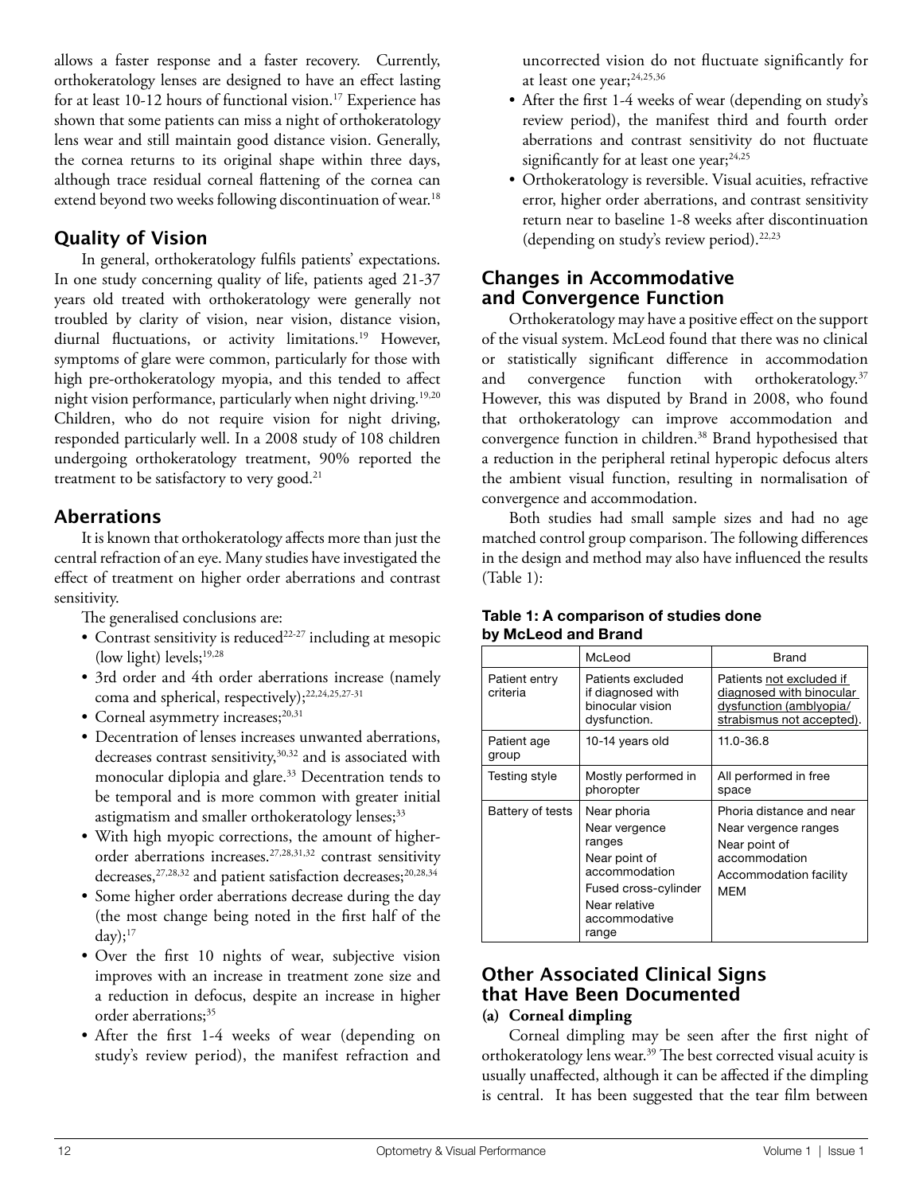allows a faster response and a faster recovery. Currently, orthokeratology lenses are designed to have an effect lasting for at least 10-12 hours of functional vision.[17] Experience has shown that some patients can miss a night of orthokeratology lens wear and still maintain good distance vision. Generally, the cornea returns to its original shape within three days, although trace residual corneal flattening of the cornea can extend beyond two weeks following discontinuation of wear.[18]

## Quality of Vision

In general, orthokeratology fulfils patients' expectations. In one study concerning quality of life, patients aged 21-37 years old treated with orthokeratology were generally not troubled by clarity of vision, near vision, distance vision, diurnal fluctuations, or activity limitations.[19] However, symptoms of glare were common, particularly for those with high pre-orthokeratology myopia, and this tended to affect night vision performance, particularly when night driving.[19,20] Children, who do not require vision for night driving, responded particularly well. In a 2008 study of 108 children undergoing orthokeratology treatment, 90% reported the treatment to be satisfactory to very good.[21]

## Aberrations

It is known that orthokeratology affects more than just the central refraction of an eye. Many studies have investigated the effect of treatment on higher order aberrations and contrast sensitivity.

The generalised conclusions are:

- Contrast sensitivity is reduced[22-27] including at mesopic (low light) levels;[19,28]
- 3rd order and 4th order aberrations increase (namely coma and spherical, respectively);[22,24,25,27-31]
- Corneal asymmetry increases;[20,31]
- Decentration of lenses increases unwanted aberrations, decreases contrast sensitivity,[30,32] and is associated with monocular diplopia and glare.[33] Decentration tends to be temporal and is more common with greater initial astigmatism and smaller orthokeratology lenses;[33]
- With high myopic corrections, the amount of higher-order aberrations increases.[27,28,31,32] contrast sensitivity decreases,[27,28,32] and patient satisfaction decreases;[20,28,34]
- Some higher order aberrations decrease during the day (the most change being noted in the first half of the day);[17]
- Over the first 10 nights of wear, subjective vision improves with an increase in treatment zone size and a reduction in defocus, despite an increase in higher order aberrations;[35]
- After the first 1-4 weeks of wear (depending on study's review period), the manifest refraction and uncorrected vision do not fluctuate significantly for at least one year;[24,25,36]
- After the first 1-4 weeks of wear (depending on study's review period), the manifest third and fourth order aberrations and contrast sensitivity do not fluctuate significantly for at least one year;[24,25]
- Orthokeratology is reversible. Visual acuities, refractive error, higher order aberrations, and contrast sensitivity return near to baseline 1-8 weeks after discontinuation (depending on study's review period).[22,23]

## Changes in Accommodative and Convergence Function

Orthokeratology may have a positive effect on the support of the visual system. McLeod found that there was no clinical or statistically significant difference in accommodation and convergence function with orthokeratology.[37] However, this was disputed by Brand in 2008, who found that orthokeratology can improve accommodation and convergence function in children.[38] Brand hypothesised that a reduction in the peripheral retinal hyperopic defocus alters the ambient visual function, resulting in normalisation of convergence and accommodation.

Both studies had small sample sizes and had no age matched control group comparison. The following differences in the design and method may also have influenced the results (Table 1):

**Table 1: A comparison of studies done by McLeod and Brand**

| | McLeod | Brand |
|---|---|---|
| Patient entry criteria | Patients excluded if diagnosed with binocular vision dysfunction. | Patients not excluded if diagnosed with binocular dysfunction (amblyopia/ strabismus not accepted). |
| Patient age group | 10-14 years old | 11.0-36.8 |
| Testing style | Mostly performed in phoropter | All performed in free space |
| Battery of tests | Near phoria<br>Near vergence ranges<br>Near point of accommodation<br>Fused cross-cylinder<br>Near relative accommodative range | Phoria distance and near<br>Near vergence ranges<br>Near point of accommodation<br>Accommodation facility<br>MEM |

## Other Associated Clinical Signs that Have Been Documented

### (a) Corneal dimpling

Corneal dimpling may be seen after the first night of orthokeratology lens wear.[39] The best corrected visual acuity is usually unaffected, although it can be affected if the dimpling is central. It has been suggested that the tear film between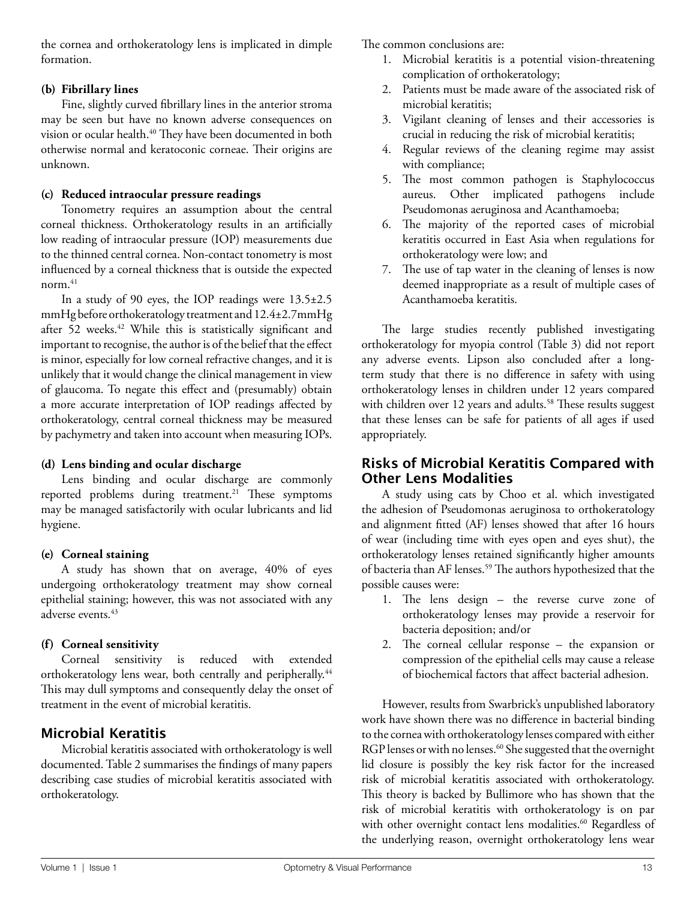the cornea and orthokeratology lens is implicated in dimple formation.

**(b) Fibrillary lines**

Fine, slightly curved fibrillary lines in the anterior stroma may be seen but have no known adverse consequences on vision or ocular health.[40] They have been documented in both otherwise normal and keratoconic corneae. Their origins are unknown.

**(c) Reduced intraocular pressure readings**

Tonometry requires an assumption about the central corneal thickness. Orthokeratology results in an artificially low reading of intraocular pressure (IOP) measurements due to the thinned central cornea. Non-contact tonometry is most influenced by a corneal thickness that is outside the expected norm.[41]

In a study of 90 eyes, the IOP readings were 13.5±2.5 mmHg before orthokeratology treatment and 12.4±2.7mmHg after 52 weeks.[42] While this is statistically significant and important to recognise, the author is of the belief that the effect is minor, especially for low corneal refractive changes, and it is unlikely that it would change the clinical management in view of glaucoma. To negate this effect and (presumably) obtain a more accurate interpretation of IOP readings affected by orthokeratology, central corneal thickness may be measured by pachymetry and taken into account when measuring IOPs.

**(d) Lens binding and ocular discharge**

Lens binding and ocular discharge are commonly reported problems during treatment.[21] These symptoms may be managed satisfactorily with ocular lubricants and lid hygiene.

**(e) Corneal staining**

A study has shown that on average, 40% of eyes undergoing orthokeratology treatment may show corneal epithelial staining; however, this was not associated with any adverse events.[43]

**(f) Corneal sensitivity**

Corneal sensitivity is reduced with extended orthokeratology lens wear, both centrally and peripherally.[44] This may dull symptoms and consequently delay the onset of treatment in the event of microbial keratitis.

## Microbial Keratitis

Microbial keratitis associated with orthokeratology is well documented. Table 2 summarises the findings of many papers describing case studies of microbial keratitis associated with orthokeratology.

The common conclusions are:

1. Microbial keratitis is a potential vision-threatening complication of orthokeratology;
2. Patients must be made aware of the associated risk of microbial keratitis;
3. Vigilant cleaning of lenses and their accessories is crucial in reducing the risk of microbial keratitis;
4. Regular reviews of the cleaning regime may assist with compliance;
5. The most common pathogen is Staphylococcus aureus. Other implicated pathogens include Pseudomonas aeruginosa and Acanthamoeba;
6. The majority of the reported cases of microbial keratitis occurred in East Asia when regulations for orthokeratology were low; and
7. The use of tap water in the cleaning of lenses is now deemed inappropriate as a result of multiple cases of Acanthamoeba keratitis.

The large studies recently published investigating orthokeratology for myopia control (Table 3) did not report any adverse events. Lipson also concluded after a long-term study that there is no difference in safety with using orthokeratology lenses in children under 12 years compared with children over 12 years and adults.[58] These results suggest that these lenses can be safe for patients of all ages if used appropriately.

## Risks of Microbial Keratitis Compared with Other Lens Modalities

A study using cats by Choo et al. which investigated the adhesion of Pseudomonas aeruginosa to orthokeratology and alignment fitted (AF) lenses showed that after 16 hours of wear (including time with eyes open and eyes shut), the orthokeratology lenses retained significantly higher amounts of bacteria than AF lenses.[59] The authors hypothesized that the possible causes were:

1. The lens design – the reverse curve zone of orthokeratology lenses may provide a reservoir for bacteria deposition; and/or
2. The corneal cellular response – the expansion or compression of the epithelial cells may cause a release of biochemical factors that affect bacterial adhesion.

However, results from Swarbrick's unpublished laboratory work have shown there was no difference in bacterial binding to the cornea with orthokeratology lenses compared with either RGP lenses or with no lenses.[60] She suggested that the overnight lid closure is possibly the key risk factor for the increased risk of microbial keratitis associated with orthokeratology. This theory is backed by Bullimore who has shown that the risk of microbial keratitis with orthokeratology is on par with other overnight contact lens modalities.[60] Regardless of the underlying reason, overnight orthokeratology lens wear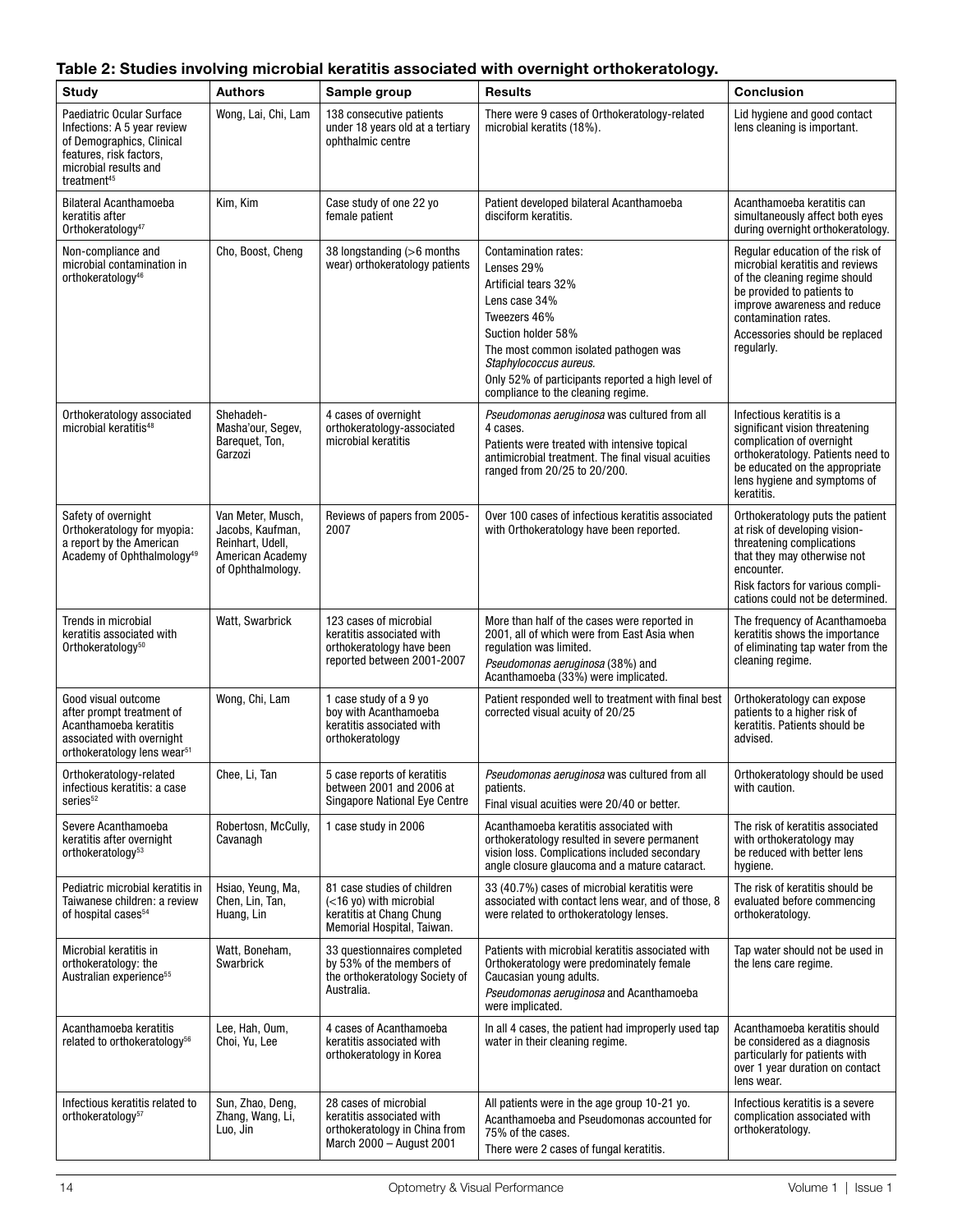**Table 2: Studies involving microbial keratitis associated with overnight orthokeratology.**

| Study | Authors | Sample group | Results | Conclusion |
|---|---|---|---|---|
| Paediatric Ocular Surface Infections: A 5 year review of Demographics, Clinical features, risk factors, microbial results and treatment[45] | Wong, Lai, Chi, Lam | 138 consecutive patients under 18 years old at a tertiary ophthalmic centre | There were 9 cases of Orthokeratology-related microbial keratits (18%). | Lid hygiene and good contact lens cleaning is important. |
| Bilateral Acanthamoeba keratitis after Orthokeratology[47] | Kim, Kim | Case study of one 22 yo female patient | Patient developed bilateral Acanthamoeba disciform keratitis. | Acanthamoeba keratitis can simultaneously affect both eyes during overnight orthokeratology. |
| Non-compliance and microbial contamination in orthokeratology[46] | Cho, Boost, Cheng | 38 longstanding (>6 months wear) orthokeratology patients | Contamination rates:<br>Lenses 29%<br>Artificial tears 32%<br>Lens case 34%<br>Tweezers 46%<br>Suction holder 58%<br>The most common isolated pathogen was *Staphylococcus aureus.*<br>Only 52% of participants reported a high level of compliance to the cleaning regime. | Regular education of the risk of microbial keratitis and reviews of the cleaning regime should be provided to patients to improve awareness and reduce contamination rates.<br>Accessories should be replaced regularly. |
| Orthokeratology associated microbial keratitis[48] | Shehadeh-Masha'our, Segev, Barequet, Ton, Garzozi | 4 cases of overnight orthokeratology-associated microbial keratitis | *Pseudomonas aeruginosa* was cultured from all 4 cases.<br>Patients were treated with intensive topical antimicrobial treatment. The final visual acuities ranged from 20/25 to 20/200. | Infectious keratitis is a significant vision threatening complication of overnight orthokeratology. Patients need to be educated on the appropriate lens hygiene and symptoms of keratitis. |
| Safety of overnight Orthokeratology for myopia: a report by the American Academy of Ophthalmology[49] | Van Meter, Musch, Jacobs, Kaufman, Reinhart, Udell, American Academy of Ophthalmology. | Reviews of papers from 2005-2007 | Over 100 cases of infectious keratitis associated with Orthokeratology have been reported. | Orthokeratology puts the patient at risk of developing vision-threatening complications that they may otherwise not encounter.<br>Risk factors for various complications could not be determined. |
| Trends in microbial keratitis associated with Orthokeratology[50] | Watt, Swarbrick | 123 cases of microbial keratitis associated with orthokeratology have been reported between 2001-2007 | More than half of the cases were reported in 2001, all of which were from East Asia when regulation was limited.<br>*Pseudomonas aeruginosa* (38%) and Acanthamoeba (33%) were implicated. | The frequency of Acanthamoeba keratitis shows the importance of eliminating tap water from the cleaning regime. |
| Good visual outcome after prompt treatment of Acanthamoeba keratitis associated with overnight orthokeratology lens wear[51] | Wong, Chi, Lam | 1 case study of a 9 yo boy with Acanthamoeba keratitis associated with orthokeratology | Patient responded well to treatment with final best corrected visual acuity of 20/25 | Orthokeratology can expose patients to a higher risk of keratitis. Patients should be advised. |
| Orthokeratology-related infectious keratitis: a case series[52] | Chee, Li, Tan | 5 case reports of keratitis between 2001 and 2006 at Singapore National Eye Centre | *Pseudomonas aeruginosa* was cultured from all patients.<br>Final visual acuities were 20/40 or better. | Orthokeratology should be used with caution. |
| Severe Acanthamoeba keratitis after overnight orthokeratology[53] | Robertosn, McCully, Cavanagh | 1 case study in 2006 | Acanthamoeba keratitis associated with orthokeratology resulted in severe permanent vision loss. Complications included secondary angle closure glaucoma and a mature cataract. | The risk of keratitis associated with orthokeratology may be reduced with better lens hygiene. |
| Pediatric microbial keratitis in Taiwanese children: a review of hospital cases[54] | Hsiao, Yeung, Ma, Chen, Lin, Tan, Huang, Lin | 81 case studies of children (<16 yo) with microbial keratitis at Chang Chung Memorial Hospital, Taiwan. | 33 (40.7%) cases of microbial keratitis were associated with contact lens wear, and of those, 8 were related to orthokeratology lenses. | The risk of keratitis should be evaluated before commencing orthokeratology. |
| Microbial keratitis in orthokeratology: the Australian experience[55] | Watt, Boneham, Swarbrick | 33 questionnaires completed by 53% of the members of the orthokeratology Society of Australia. | Patients with microbial keratitis associated with Orthokeratology were predominately female Caucasian young adults.<br>*Pseudomonas aeruginosa* and Acanthamoeba were implicated. | Tap water should not be used in the lens care regime. |
| Acanthamoeba keratitis related to orthokeratology[56] | Lee, Hah, Oum, Choi, Yu, Lee | 4 cases of Acanthamoeba keratitis associated with orthokeratology in Korea | In all 4 cases, the patient had improperly used tap water in their cleaning regime. | Acanthamoeba keratitis should be considered as a diagnosis particularly for patients with over 1 year duration on contact lens wear. |
| Infectious keratitis related to orthokeratology[57] | Sun, Zhao, Deng, Zhang, Wang, Li, Luo, Jin | 28 cases of microbial keratitis associated with orthokeratology in China from March 2000 – August 2001 | All patients were in the age group 10-21 yo.<br>Acanthamoeba and Pseudomonas accounted for 75% of the cases.<br>There were 2 cases of fungal keratitis. | Infectious keratitis is a severe complication associated with orthokeratology. |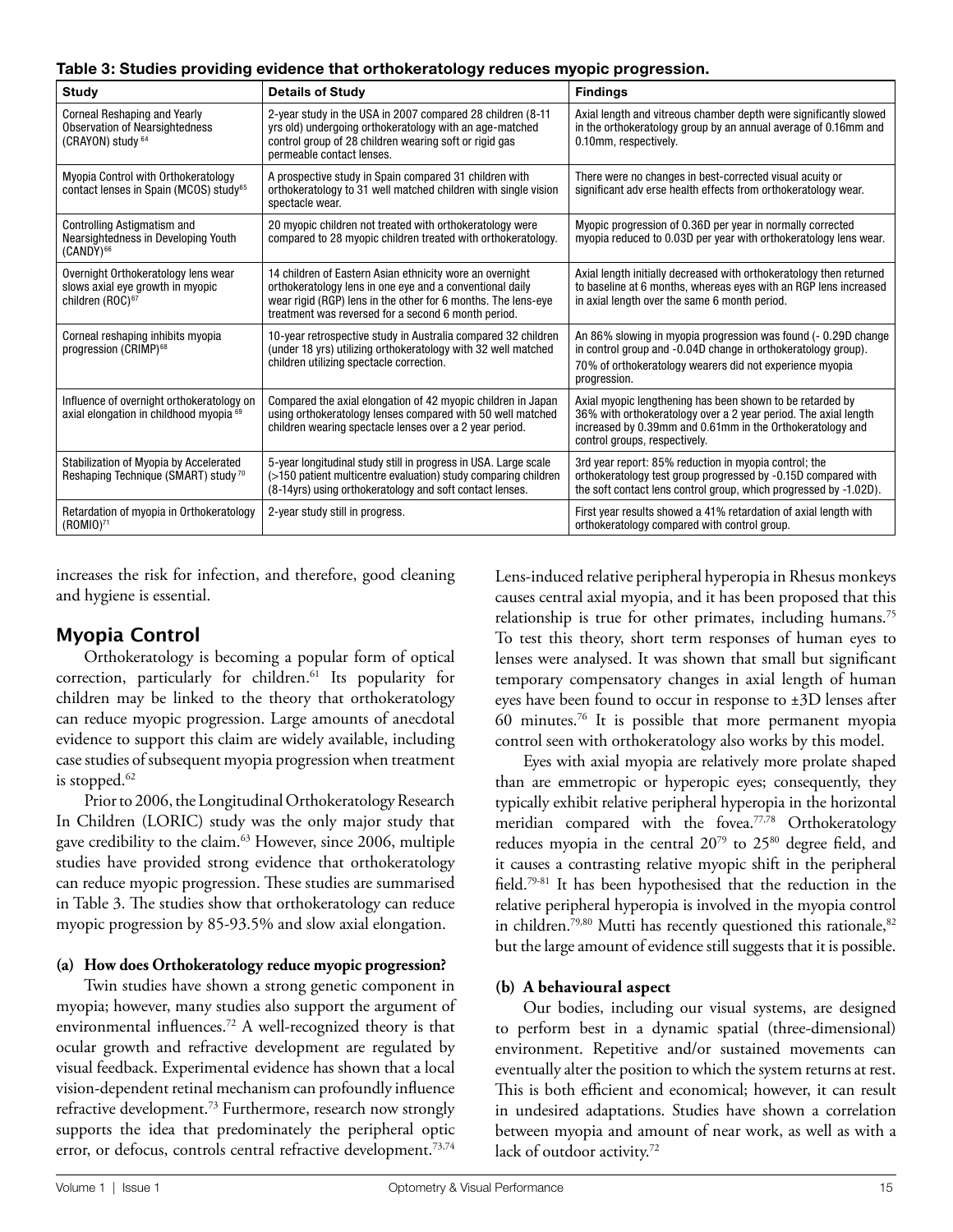**Table 3: Studies providing evidence that orthokeratology reduces myopic progression.**

| Study | Details of Study | Findings |
|---|---|---|
| Corneal Reshaping and Yearly Observation of Nearsightedness (CRAYON) study [64] | 2-year study in the USA in 2007 compared 28 children (8-11 yrs old) undergoing orthokeratology with an age-matched control group of 28 children wearing soft or rigid gas permeable contact lenses. | Axial length and vitreous chamber depth were significantly slowed in the orthokeratology group by an annual average of 0.16mm and 0.10mm, respectively. |
| Myopia Control with Orthokeratology contact lenses in Spain (MCOS) study[65] | A prospective study in Spain compared 31 children with orthokeratology to 31 well matched children with single vision spectacle wear. | There were no changes in best-corrected visual acuity or significant adv erse health effects from orthokeratology wear. |
| Controlling Astigmatism and Nearsightedness in Developing Youth (CANDY)[66] | 20 myopic children not treated with orthokeratology were compared to 28 myopic children treated with orthokeratology. | Myopic progression of 0.36D per year in normally corrected myopia reduced to 0.03D per year with orthokeratology lens wear. |
| Overnight Orthokeratology lens wear slows axial eye growth in myopic children (ROC)[67] | 14 children of Eastern Asian ethnicity wore an overnight orthokeratology lens in one eye and a conventional daily wear rigid (RGP) lens in the other for 6 months. The lens-eye treatment was reversed for a second 6 month period. | Axial length initially decreased with orthokeratology then returned to baseline at 6 months, whereas eyes with an RGP lens increased in axial length over the same 6 month period. |
| Corneal reshaping inhibits myopia progression (CRIMP)[68] | 10-year retrospective study in Australia compared 32 children (under 18 yrs) utilizing orthokeratology with 32 well matched children utilizing spectacle correction. | An 86% slowing in myopia progression was found (- 0.29D change in control group and -0.04D change in orthokeratology group). 70% of orthokeratology wearers did not experience myopia progression. |
| Influence of overnight orthokeratology on axial elongation in childhood myopia [69] | Compared the axial elongation of 42 myopic children in Japan using orthokeratology lenses compared with 50 well matched children wearing spectacle lenses over a 2 year period. | Axial myopic lengthening has been shown to be retarded by 36% with orthokeratology over a 2 year period. The axial length increased by 0.39mm and 0.61mm in the Orthokeratology and control groups, respectively. |
| Stabilization of Myopia by Accelerated Reshaping Technique (SMART) study [70] | 5-year longitudinal study still in progress in USA. Large scale (>150 patient multicentre evaluation) study comparing children (8-14yrs) using orthokeratology and soft contact lenses. | 3rd year report: 85% reduction in myopia control; the orthokeratology test group progressed by -0.15D compared with the soft contact lens control group, which progressed by -1.02D). |
| Retardation of myopia in Orthokeratology (ROMIO)[71] | 2-year study still in progress. | First year results showed a 41% retardation of axial length with orthokeratology compared with control group. |

increases the risk for infection, and therefore, good cleaning and hygiene is essential.

## Myopia Control

Orthokeratology is becoming a popular form of optical correction, particularly for children.[61] Its popularity for children may be linked to the theory that orthokeratology can reduce myopic progression. Large amounts of anecdotal evidence to support this claim are widely available, including case studies of subsequent myopia progression when treatment is stopped.[62]

Prior to 2006, the Longitudinal Orthokeratology Research In Children (LORIC) study was the only major study that gave credibility to the claim.[63] However, since 2006, multiple studies have provided strong evidence that orthokeratology can reduce myopic progression. These studies are summarised in Table 3. The studies show that orthokeratology can reduce myopic progression by 85-93.5% and slow axial elongation.

### (a) How does Orthokeratology reduce myopic progression?

Twin studies have shown a strong genetic component in myopia; however, many studies also support the argument of environmental influences.[72] A well-recognized theory is that ocular growth and refractive development are regulated by visual feedback. Experimental evidence has shown that a local vision-dependent retinal mechanism can profoundly influence refractive development.[73] Furthermore, research now strongly supports the idea that predominately the peripheral optic error, or defocus, controls central refractive development.[73,74]

Lens-induced relative peripheral hyperopia in Rhesus monkeys causes central axial myopia, and it has been proposed that this relationship is true for other primates, including humans.[75] To test this theory, short term responses of human eyes to lenses were analysed. It was shown that small but significant temporary compensatory changes in axial length of human eyes have been found to occur in response to ±3D lenses after 60 minutes.[76] It is possible that more permanent myopia control seen with orthokeratology also works by this model.

Eyes with axial myopia are relatively more prolate shaped than are emmetropic or hyperopic eyes; consequently, they typically exhibit relative peripheral hyperopia in the horizontal meridian compared with the fovea.[77,78] Orthokeratology reduces myopia in the central 20[79] to 25[80] degree field, and it causes a contrasting relative myopic shift in the peripheral field.[79-81] It has been hypothesised that the reduction in the relative peripheral hyperopia is involved in the myopia control in children.[79,80] Mutti has recently questioned this rationale,[82] but the large amount of evidence still suggests that it is possible.

### (b) A behavioural aspect

Our bodies, including our visual systems, are designed to perform best in a dynamic spatial (three-dimensional) environment. Repetitive and/or sustained movements can eventually alter the position to which the system returns at rest. This is both efficient and economical; however, it can result in undesired adaptations. Studies have shown a correlation between myopia and amount of near work, as well as with a lack of outdoor activity.[72]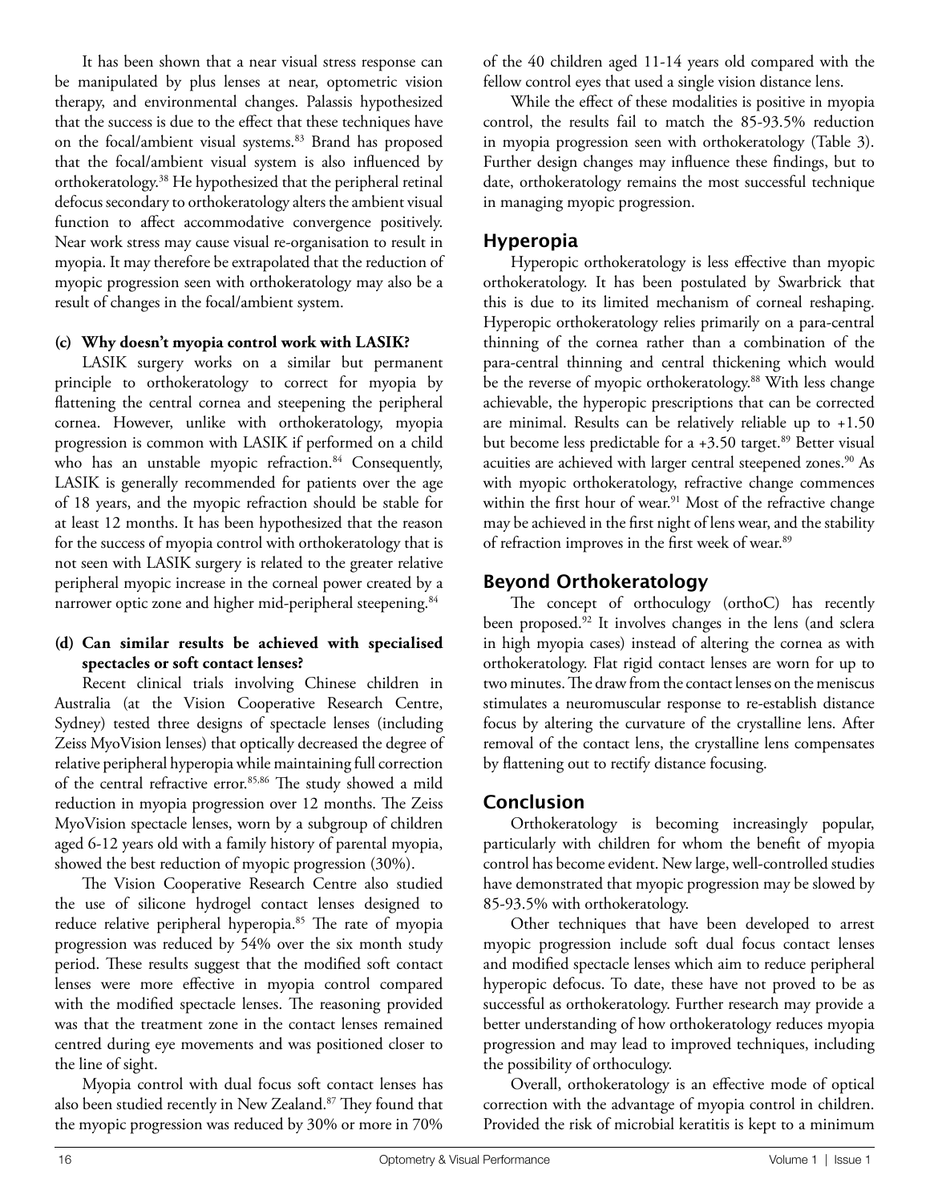It has been shown that a near visual stress response can be manipulated by plus lenses at near, optometric vision therapy, and environmental changes. Palassis hypothesized that the success is due to the effect that these techniques have on the focal/ambient visual systems.[83] Brand has proposed that the focal/ambient visual system is also influenced by orthokeratology.[38] He hypothesized that the peripheral retinal defocus secondary to orthokeratology alters the ambient visual function to affect accommodative convergence positively. Near work stress may cause visual re-organisation to result in myopia. It may therefore be extrapolated that the reduction of myopic progression seen with orthokeratology may also be a result of changes in the focal/ambient system.

**(c) Why doesn't myopia control work with LASIK?**

LASIK surgery works on a similar but permanent principle to orthokeratology to correct for myopia by flattening the central cornea and steepening the peripheral cornea. However, unlike with orthokeratology, myopia progression is common with LASIK if performed on a child who has an unstable myopic refraction.[84] Consequently, LASIK is generally recommended for patients over the age of 18 years, and the myopic refraction should be stable for at least 12 months. It has been hypothesized that the reason for the success of myopia control with orthokeratology that is not seen with LASIK surgery is related to the greater relative peripheral myopic increase in the corneal power created by a narrower optic zone and higher mid-peripheral steepening.[84]

**(d) Can similar results be achieved with specialised spectacles or soft contact lenses?**

Recent clinical trials involving Chinese children in Australia (at the Vision Cooperative Research Centre, Sydney) tested three designs of spectacle lenses (including Zeiss MyoVision lenses) that optically decreased the degree of relative peripheral hyperopia while maintaining full correction of the central refractive error.[85,86] The study showed a mild reduction in myopia progression over 12 months. The Zeiss MyoVision spectacle lenses, worn by a subgroup of children aged 6-12 years old with a family history of parental myopia, showed the best reduction of myopic progression (30%).

The Vision Cooperative Research Centre also studied the use of silicone hydrogel contact lenses designed to reduce relative peripheral hyperopia.[85] The rate of myopia progression was reduced by 54% over the six month study period. These results suggest that the modified soft contact lenses were more effective in myopia control compared with the modified spectacle lenses. The reasoning provided was that the treatment zone in the contact lenses remained centred during eye movements and was positioned closer to the line of sight.

Myopia control with dual focus soft contact lenses has also been studied recently in New Zealand.[87] They found that the myopic progression was reduced by 30% or more in 70% of the 40 children aged 11-14 years old compared with the fellow control eyes that used a single vision distance lens.

While the effect of these modalities is positive in myopia control, the results fail to match the 85-93.5% reduction in myopia progression seen with orthokeratology (Table 3). Further design changes may influence these findings, but to date, orthokeratology remains the most successful technique in managing myopic progression.

## Hyperopia

Hyperopic orthokeratology is less effective than myopic orthokeratology. It has been postulated by Swarbrick that this is due to its limited mechanism of corneal reshaping. Hyperopic orthokeratology relies primarily on a para-central thinning of the cornea rather than a combination of the para-central thinning and central thickening which would be the reverse of myopic orthokeratology.[88] With less change achievable, the hyperopic prescriptions that can be corrected are minimal. Results can be relatively reliable up to +1.50 but become less predictable for a +3.50 target.[89] Better visual acuities are achieved with larger central steepened zones.[90] As with myopic orthokeratology, refractive change commences within the first hour of wear.[91] Most of the refractive change may be achieved in the first night of lens wear, and the stability of refraction improves in the first week of wear.[89]

## Beyond Orthokeratology

The concept of orthoculogy (orthoC) has recently been proposed.[92] It involves changes in the lens (and sclera in high myopia cases) instead of altering the cornea as with orthokeratology. Flat rigid contact lenses are worn for up to two minutes. The draw from the contact lenses on the meniscus stimulates a neuromuscular response to re-establish distance focus by altering the curvature of the crystalline lens. After removal of the contact lens, the crystalline lens compensates by flattening out to rectify distance focusing.

## Conclusion

Orthokeratology is becoming increasingly popular, particularly with children for whom the benefit of myopia control has become evident. New large, well-controlled studies have demonstrated that myopic progression may be slowed by 85-93.5% with orthokeratology.

Other techniques that have been developed to arrest myopic progression include soft dual focus contact lenses and modified spectacle lenses which aim to reduce peripheral hyperopic defocus. To date, these have not proved to be as successful as orthokeratology. Further research may provide a better understanding of how orthokeratology reduces myopia progression and may lead to improved techniques, including the possibility of orthoculogy.

Overall, orthokeratology is an effective mode of optical correction with the advantage of myopia control in children. Provided the risk of microbial keratitis is kept to a minimum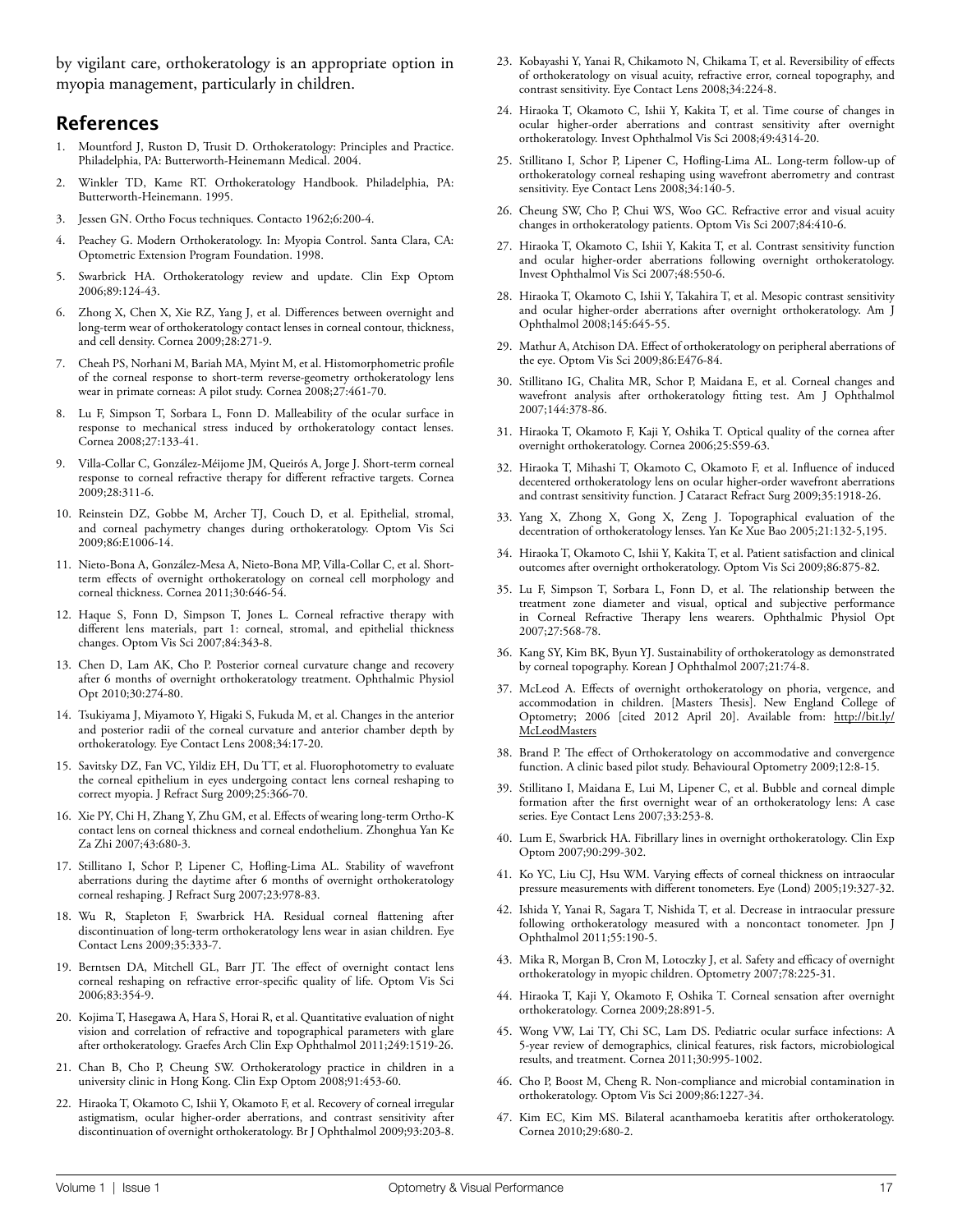by vigilant care, orthokeratology is an appropriate option in myopia management, particularly in children.

## References

1. Mountford J, Ruston D, Trusit D. Orthokeratology: Principles and Practice. Philadelphia, PA: Butterworth-Heinemann Medical. 2004.
2. Winkler TD, Kame RT. Orthokeratology Handbook. Philadelphia, PA: Butterworth-Heinemann. 1995.
3. Jessen GN. Ortho Focus techniques. Contacto 1962;6:200-4.
4. Peachey G. Modern Orthokeratology. In: Myopia Control. Santa Clara, CA: Optometric Extension Program Foundation. 1998.
5. Swarbrick HA. Orthokeratology review and update. Clin Exp Optom 2006;89:124-43.
6. Zhong X, Chen X, Xie RZ, Yang J, et al. Differences between overnight and long-term wear of orthokeratology contact lenses in corneal contour, thickness, and cell density. Cornea 2009;28:271-9.
7. Cheah PS, Norhani M, Bariah MA, Myint M, et al. Histomorphometric profile of the corneal response to short-term reverse-geometry orthokeratology lens wear in primate corneas: A pilot study. Cornea 2008;27:461-70.
8. Lu F, Simpson T, Sorbara L, Fonn D. Malleability of the ocular surface in response to mechanical stress induced by orthokeratology contact lenses. Cornea 2008;27:133-41.
9. Villa-Collar C, González-Méijome JM, Queirós A, Jorge J. Short-term corneal response to corneal refractive therapy for different refractive targets. Cornea 2009;28:311-6.
10. Reinstein DZ, Gobbe M, Archer TJ, Couch D, et al. Epithelial, stromal, and corneal pachymetry changes during orthokeratology. Optom Vis Sci 2009;86:E1006-14.
11. Nieto-Bona A, González-Mesa A, Nieto-Bona MP, Villa-Collar C, et al. Short-term effects of overnight orthokeratology on corneal cell morphology and corneal thickness. Cornea 2011;30:646-54.
12. Haque S, Fonn D, Simpson T, Jones L. Corneal refractive therapy with different lens materials, part 1: corneal, stromal, and epithelial thickness changes. Optom Vis Sci 2007;84:343-8.
13. Chen D, Lam AK, Cho P. Posterior corneal curvature change and recovery after 6 months of overnight orthokeratology treatment. Ophthalmic Physiol Opt 2010;30:274-80.
14. Tsukiyama J, Miyamoto Y, Higaki S, Fukuda M, et al. Changes in the anterior and posterior radii of the corneal curvature and anterior chamber depth by orthokeratology. Eye Contact Lens 2008;34:17-20.
15. Savitsky DZ, Fan VC, Yildiz EH, Du TT, et al. Fluorophotometry to evaluate the corneal epithelium in eyes undergoing contact lens corneal reshaping to correct myopia. J Refract Surg 2009;25:366-70.
16. Xie PY, Chi H, Zhang Y, Zhu GM, et al. Effects of wearing long-term Ortho-K contact lens on corneal thickness and corneal endothelium. Zhonghua Yan Ke Za Zhi 2007;43:680-3.
17. Stillitano I, Schor P, Lipener C, Hofling-Lima AL. Stability of wavefront aberrations during the daytime after 6 months of overnight orthokeratology corneal reshaping. J Refract Surg 2007;23:978-83.
18. Wu R, Stapleton F, Swarbrick HA. Residual corneal flattening after discontinuation of long-term orthokeratology lens wear in asian children. Eye Contact Lens 2009;35:333-7.
19. Berntsen DA, Mitchell GL, Barr JT. The effect of overnight contact lens corneal reshaping on refractive error-specific quality of life. Optom Vis Sci 2006;83:354-9.
20. Kojima T, Hasegawa A, Hara S, Horai R, et al. Quantitative evaluation of night vision and correlation of refractive and topographical parameters with glare after orthokeratology. Graefes Arch Clin Exp Ophthalmol 2011;249:1519-26.
21. Chan B, Cho P, Cheung SW. Orthokeratology practice in children in a university clinic in Hong Kong. Clin Exp Optom 2008;91:453-60.
22. Hiraoka T, Okamoto C, Ishii Y, Okamoto F, et al. Recovery of corneal irregular astigmatism, ocular higher-order aberrations, and contrast sensitivity after discontinuation of overnight orthokeratology. Br J Ophthalmol 2009;93:203-8.
23. Kobayashi Y, Yanai R, Chikamoto N, Chikama T, et al. Reversibility of effects of orthokeratology on visual acuity, refractive error, corneal topography, and contrast sensitivity. Eye Contact Lens 2008;34:224-8.
24. Hiraoka T, Okamoto C, Ishii Y, Kakita T, et al. Time course of changes in ocular higher-order aberrations and contrast sensitivity after overnight orthokeratology. Invest Ophthalmol Vis Sci 2008;49:4314-20.
25. Stillitano I, Schor P, Lipener C, Hofling-Lima AL. Long-term follow-up of orthokeratology corneal reshaping using wavefront aberrometry and contrast sensitivity. Eye Contact Lens 2008;34:140-5.
26. Cheung SW, Cho P, Chui WS, Woo GC. Refractive error and visual acuity changes in orthokeratology patients. Optom Vis Sci 2007;84:410-6.
27. Hiraoka T, Okamoto C, Ishii Y, Kakita T, et al. Contrast sensitivity function and ocular higher-order aberrations following overnight orthokeratology. Invest Ophthalmol Vis Sci 2007;48:550-6.
28. Hiraoka T, Okamoto C, Ishii Y, Takahira T, et al. Mesopic contrast sensitivity and ocular higher-order aberrations after overnight orthokeratology. Am J Ophthalmol 2008;145:645-55.
29. Mathur A, Atchison DA. Effect of orthokeratology on peripheral aberrations of the eye. Optom Vis Sci 2009;86:E476-84.
30. Stillitano IG, Chalita MR, Schor P, Maidana E, et al. Corneal changes and wavefront analysis after orthokeratology fitting test. Am J Ophthalmol 2007;144:378-86.
31. Hiraoka T, Okamoto F, Kaji Y, Oshika T. Optical quality of the cornea after overnight orthokeratology. Cornea 2006;25:S59-63.
32. Hiraoka T, Mihashi T, Okamoto C, Okamoto F, et al. Influence of induced decentered orthokeratology lens on ocular higher-order wavefront aberrations and contrast sensitivity function. J Cataract Refract Surg 2009;35:1918-26.
33. Yang X, Zhong X, Gong X, Zeng J. Topographical evaluation of the decentration of orthokeratology lenses. Yan Ke Xue Bao 2005;21:132-5,195.
34. Hiraoka T, Okamoto C, Ishii Y, Kakita T, et al. Patient satisfaction and clinical outcomes after overnight orthokeratology. Optom Vis Sci 2009;86:875-82.
35. Lu F, Simpson T, Sorbara L, Fonn D, et al. The relationship between the treatment zone diameter and visual, optical and subjective performance in Corneal Refractive Therapy lens wearers. Ophthalmic Physiol Opt 2007;27:568-78.
36. Kang SY, Kim BK, Byun YJ. Sustainability of orthokeratology as demonstrated by corneal topography. Korean J Ophthalmol 2007;21:74-8.
37. McLeod A. Effects of overnight orthokeratology on phoria, vergence, and accommodation in children. [Masters Thesis]. New England College of Optometry; 2006 [cited 2012 April 20]. Available from: http://bit.ly/McLeodMasters
38. Brand P. The effect of Orthokeratology on accommodative and convergence function. A clinic based pilot study. Behavioural Optometry 2009;12:8-15.
39. Stillitano I, Maidana E, Lui M, Lipener C, et al. Bubble and corneal dimple formation after the first overnight wear of an orthokeratology lens: A case series. Eye Contact Lens 2007;33:253-8.
40. Lum E, Swarbrick HA. Fibrillary lines in overnight orthokeratology. Clin Exp Optom 2007;90:299-302.
41. Ko YC, Liu CJ, Hsu WM. Varying effects of corneal thickness on intraocular pressure measurements with different tonometers. Eye (Lond) 2005;19:327-32.
42. Ishida Y, Yanai R, Sagara T, Nishida T, et al. Decrease in intraocular pressure following orthokeratology measured with a noncontact tonometer. Jpn J Ophthalmol 2011;55:190-5.
43. Mika R, Morgan B, Cron M, Lotoczky J, et al. Safety and efficacy of overnight orthokeratology in myopic children. Optometry 2007;78:225-31.
44. Hiraoka T, Kaji Y, Okamoto F, Oshika T. Corneal sensation after overnight orthokeratology. Cornea 2009;28:891-5.
45. Wong VW, Lai TY, Chi SC, Lam DS. Pediatric ocular surface infections: A 5-year review of demographics, clinical features, risk factors, microbiological results, and treatment. Cornea 2011;30:995-1002.
46. Cho P, Boost M, Cheng R. Non-compliance and microbial contamination in orthokeratology. Optom Vis Sci 2009;86:1227-34.
47. Kim EC, Kim MS. Bilateral acanthamoeba keratitis after orthokeratology. Cornea 2010;29:680-2.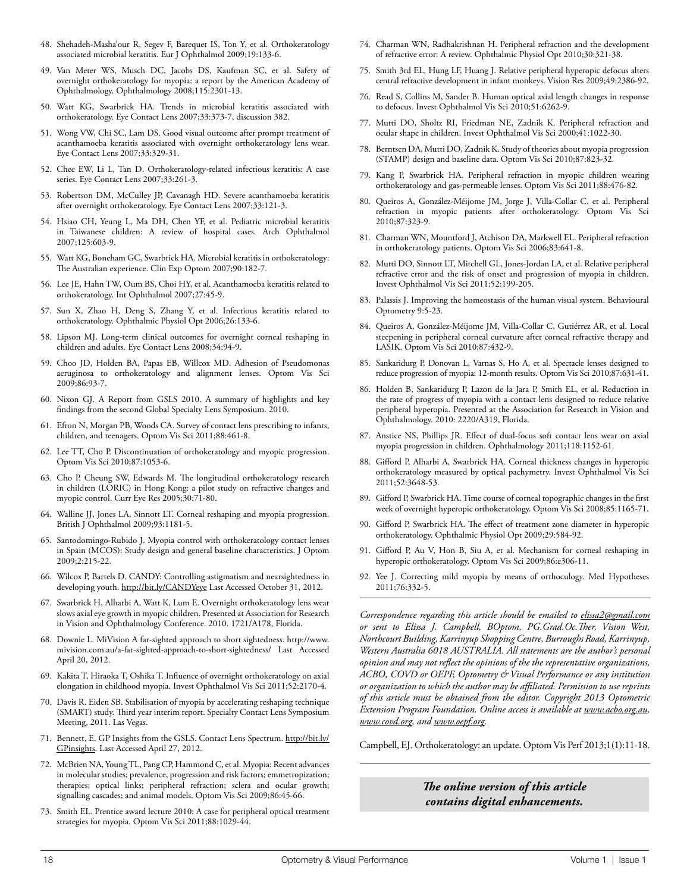48. Shehadeh-Masha'our R, Segev F, Barequet IS, Ton Y, et al. Orthokeratology associated microbial keratitis. Eur J Ophthalmol 2009;19:133-6.
49. Van Meter WS, Musch DC, Jacobs DS, Kaufman SC, et al. Safety of overnight orthokeratology for myopia: a report by the American Academy of Ophthalmology. Ophthalmology 2008;115:2301-13.
50. Watt KG, Swarbrick HA. Trends in microbial keratitis associated with orthokeratology. Eye Contact Lens 2007;33:373-7, discussion 382.
51. Wong VW, Chi SC, Lam DS. Good visual outcome after prompt treatment of acanthamoeba keratitis associated with overnight orthokeratology lens wear. Eye Contact Lens 2007;33:329-31.
52. Chee EW, Li L, Tan D. Orthokeratology-related infectious keratitis: A case series. Eye Contact Lens 2007;33:261-3.
53. Robertson DM, McCulley JP, Cavanagh HD. Severe acanthamoeba keratitis after overnight orthokeratology. Eye Contact Lens 2007;33:121-3.
54. Hsiao CH, Yeung L, Ma DH, Chen YF, et al. Pediatric microbial keratitis in Taiwanese children: A review of hospital cases. Arch Ophthalmol 2007;125:603-9.
55. Watt KG, Boneham GC, Swarbrick HA. Microbial keratitis in orthokeratology: The Australian experience. Clin Exp Optom 2007;90:182-7.
56. Lee JE, Hahn TW, Oum BS, Choi HY, et al. Acanthamoeba keratitis related to orthokeratology. Int Ophthalmol 2007;27:45-9.
57. Sun X, Zhao H, Deng S, Zhang Y, et al. Infectious keratitis related to orthokeratology. Ophthalmic Physiol Opt 2006;26:133-6.
58. Lipson MJ. Long-term clinical outcomes for overnight corneal reshaping in children and adults. Eye Contact Lens 2008;34:94-9.
59. Choo JD, Holden BA, Papas EB, Willcox MD. Adhesion of Pseudomonas aeruginosa to orthokeratology and alignment lenses. Optom Vis Sci 2009;86:93-7.
60. Nixon GJ. A Report from GSLS 2010. A summary of highlights and key findings from the second Global Specialty Lens Symposium. 2010.
61. Efron N, Morgan PB, Woods CA. Survey of contact lens prescribing to infants, children, and teenagers. Optom Vis Sci 2011;88:461-8.
62. Lee TT, Cho P. Discontinuation of orthokeratology and myopic progression. Optom Vis Sci 2010;87:1053-6.
63. Cho P, Cheung SW, Edwards M. The longitudinal orthokeratology research in children (LORIC) in Hong Kong: a pilot study on refractive changes and myopic control. Curr Eye Res 2005;30:71-80.
64. Walline JJ, Jones LA, Sinnott LT. Corneal reshaping and myopia progression. British J Ophthalmol 2009;93:1181-5.
65. Santodomingo-Rubido J. Myopia control with orthokeratology contact lenses in Spain (MCOS): Study design and general baseline characteristics. J Optom 2009;2:215-22.
66. Wilcox P, Bartels D. CANDY: Controlling astigmatism and nearsightedness in developing youth. http://bit.ly/CANDYeye Last Accessed October 31, 2012.
67. Swarbrick H, Alharbi A, Watt K, Lum E. Overnight orthokeratology lens wear slows axial eye growth in myopic children. Presented at Association for Research in Vision and Ophthalmology Conference. 2010. 1721/A178, Florida.
68. Downie L. MiVision A far-sighted approach to short sightedness. http://www.mivision.com.au/a-far-sighted-approach-to-short-sightedness/ Last Accessed April 20, 2012.
69. Kakita T, Hiraoka T, Oshika T. Influence of overnight orthokeratology on axial elongation in childhood myopia. Invest Ophthalmol Vis Sci 2011;52:2170-4.
70. Davis R. Eiden SB. Stabilisation of myopia by accelerating reshaping technique (SMART) study. Third year interim report. Specialty Contact Lens Symposium Meeting, 2011. Las Vegas.
71. Bennett, E. GP Insights from the GSLS. Contact Lens Spectrum. http://bit.ly/GPinsights. Last Accessed April 27, 2012.
72. McBrien NA, Young TL, Pang CP, Hammond C, et al. Myopia: Recent advances in molecular studies; prevalence, progression and risk factors; emmetropization; therapies; optical links; peripheral refraction; sclera and ocular growth; signalling cascades; and animal models. Optom Vis Sci 2009;86:45-66.
73. Smith EL. Prentice award lecture 2010: A case for peripheral optical treatment strategies for myopia. Optom Vis Sci 2011;88:1029-44.
74. Charman WN, Radhakrishnan H. Peripheral refraction and the development of refractive error: A review. Ophthalmic Physiol Opt 2010;30:321-38.
75. Smith 3rd EL, Hung LF, Huang J. Relative peripheral hyperopic defocus alters central refractive development in infant monkeys. Vision Res 2009;49:2386-92.
76. Read S, Collins M, Sander B. Human optical axial length changes in response to defocus. Invest Ophthalmol Vis Sci 2010;51:6262-9.
77. Mutti DO, Sholtz RI, Friedman NE, Zadnik K. Peripheral refraction and ocular shape in children. Invest Ophthalmol Vis Sci 2000;41:1022-30.
78. Berntsen DA, Mutti DO, Zadnik K. Study of theories about myopia progression (STAMP) design and baseline data. Optom Vis Sci 2010;87:823-32.
79. Kang P, Swarbrick HA. Peripheral refraction in myopic children wearing orthokeratology and gas-permeable lenses. Optom Vis Sci 2011;88:476-82.
80. Queiros A, González-Méijome JM, Jorge J, Villa-Collar C, et al. Peripheral refraction in myopic patients after orthokeratology. Optom Vis Sci 2010;87:323-9.
81. Charman WN, Mountford J, Atchison DA, Markwell EL. Peripheral refraction in orthokeratology patients. Optom Vis Sci 2006;83:641-8.
82. Mutti DO, Sinnott LT, Mitchell GL, Jones-Jordan LA, et al. Relative peripheral refractive error and the risk of onset and progression of myopia in children. Invest Ophthalmol Vis Sci 2011;52:199-205.
83. Palassis J. Improving the homeostasis of the human visual system. Behavioural Optometry 9:5-23.
84. Queiros A, González-Méijome JM, Villa-Collar C, Gutiérrez AR, et al. Local steepening in peripheral corneal curvature after corneal refractive therapy and LASIK. Optom Vis Sci 2010;87:432-9.
85. Sankaridurg P, Donovan L, Varnas S, Ho A, et al. Spectacle lenses designed to reduce progression of myopia: 12-month results. Optom Vis Sci 2010;87:631-41.
86. Holden B, Sankaridurg P, Lazon de la Jara P, Smith EL, et al. Reduction in the rate of progress of myopia with a contact lens designed to reduce relative peripheral hyperopia. Presented at the Association for Research in Vision and Ophthalmology. 2010: 2220/A319, Florida.
87. Anstice NS, Phillips JR. Effect of dual-focus soft contact lens wear on axial myopia progression in children. Ophthalmology 2011;118:1152-61.
88. Gifford P, Alharbi A, Swarbrick HA. Corneal thickness changes in hyperopic orthokeratology measured by optical pachymetry. Invest Ophthalmol Vis Sci 2011;52:3648-53.
89. Gifford P, Swarbrick HA. Time course of corneal topographic changes in the first week of overnight hyperopic orthokeratology. Optom Vis Sci 2008;85:1165-71.
90. Gifford P, Swarbrick HA. The effect of treatment zone diameter in hyperopic orthokeratology. Ophthalmic Physiol Opt 2009;29:584-92.
91. Gifford P, Au V, Hon B, Siu A, et al. Mechanism for corneal reshaping in hyperopic orthokeratology. Optom Vis Sci 2009;86:e306-11.
92. Yee J. Correcting mild myopia by means of orthoculogy. Med Hypotheses 2011;76:332-5.

---

*Correspondence regarding this article should be emailed to elissa2@gmail.com or sent to Elissa J. Campbell, BOptom, PG.Grad.Oc.Ther, Vision West, Northcourt Building, Karrinyup Shopping Centre, Burroughs Road, Karrinyup, Western Australia 6018 AUSTRALIA. All statements are the author's personal opinion and may not reflect the opinions of the the representative organizations, ACBO, COVD or OEPF, Optometry & Visual Performance or any institution or organization to which the author may be affiliated. Permission to use reprints of this article must be obtained from the editor. Copyright 2013 Optometric Extension Program Foundation. Online access is available at www.acbo.org.au, www.covd.org, and www.oepf.org.*

Campbell, EJ. Orthokeratology: an update. Optom Vis Perf 2013;1(1):11-18.

---

***The online version of this article contains digital enhancements.***